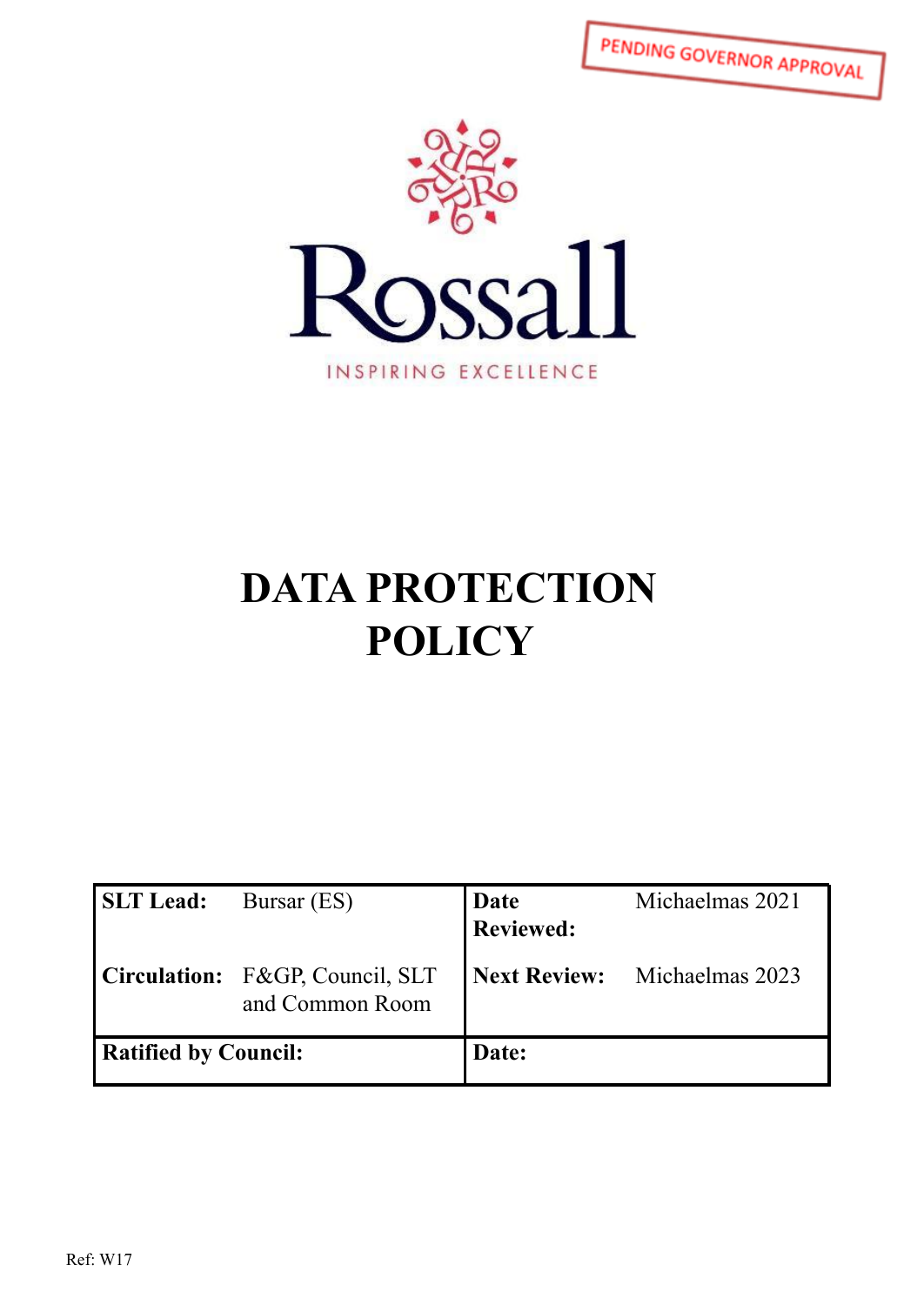PENDING GOVERNOR APPROVAL

Rossall

INSPIRING EXCELLENCE

# DATA PROTECTION POLICY

| | | | |
|---|---|---|---|
| **SLT Lead:** | Bursar (ES) | **Date Reviewed:** | Michaelmas 2021 |
| **Circulation:** | F&GP, Council, SLT and Common Room | **Next Review:** | Michaelmas 2023 |
| **Ratified by Council:** | | **Date:** | |

Ref: W17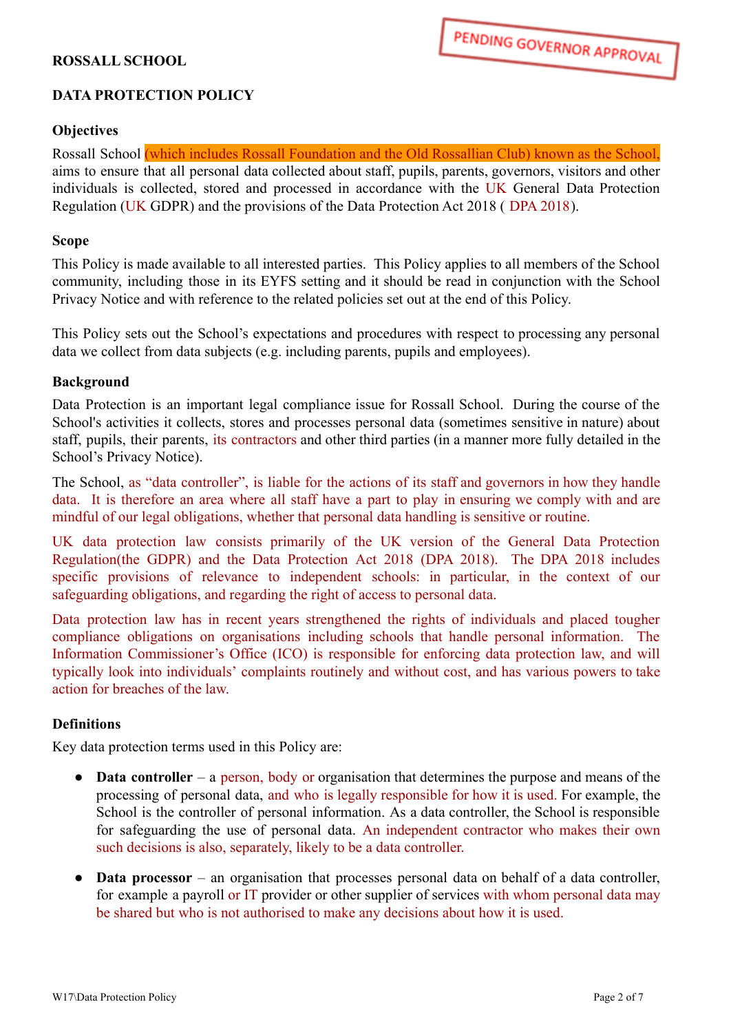PENDING GOVERNOR APPROVAL

**ROSSALL SCHOOL**

**DATA PROTECTION POLICY**

**Objectives**

Rossall School (which includes Rossall Foundation and the Old Rossallian Club) known as the School, aims to ensure that all personal data collected about staff, pupils, parents, governors, visitors and other individuals is collected, stored and processed in accordance with the UK General Data Protection Regulation (UK GDPR) and the provisions of the Data Protection Act 2018 ( DPA 2018).

**Scope**

This Policy is made available to all interested parties. This Policy applies to all members of the School community, including those in its EYFS setting and it should be read in conjunction with the School Privacy Notice and with reference to the related policies set out at the end of this Policy.

This Policy sets out the School's expectations and procedures with respect to processing any personal data we collect from data subjects (e.g. including parents, pupils and employees).

**Background**

Data Protection is an important legal compliance issue for Rossall School. During the course of the School's activities it collects, stores and processes personal data (sometimes sensitive in nature) about staff, pupils, their parents, its contractors and other third parties (in a manner more fully detailed in the School's Privacy Notice).

The School, as "data controller", is liable for the actions of its staff and governors in how they handle data. It is therefore an area where all staff have a part to play in ensuring we comply with and are mindful of our legal obligations, whether that personal data handling is sensitive or routine.

UK data protection law consists primarily of the UK version of the General Data Protection Regulation(the GDPR) and the Data Protection Act 2018 (DPA 2018). The DPA 2018 includes specific provisions of relevance to independent schools: in particular, in the context of our safeguarding obligations, and regarding the right of access to personal data.

Data protection law has in recent years strengthened the rights of individuals and placed tougher compliance obligations on organisations including schools that handle personal information. The Information Commissioner's Office (ICO) is responsible for enforcing data protection law, and will typically look into individuals' complaints routinely and without cost, and has various powers to take action for breaches of the law.

**Definitions**

Key data protection terms used in this Policy are:

- **Data controller** – a person, body or organisation that determines the purpose and means of the processing of personal data, and who is legally responsible for how it is used. For example, the School is the controller of personal information. As a data controller, the School is responsible for safeguarding the use of personal data. An independent contractor who makes their own such decisions is also, separately, likely to be a data controller.

- **Data processor** – an organisation that processes personal data on behalf of a data controller, for example a payroll or IT provider or other supplier of services with whom personal data may be shared but who is not authorised to make any decisions about how it is used.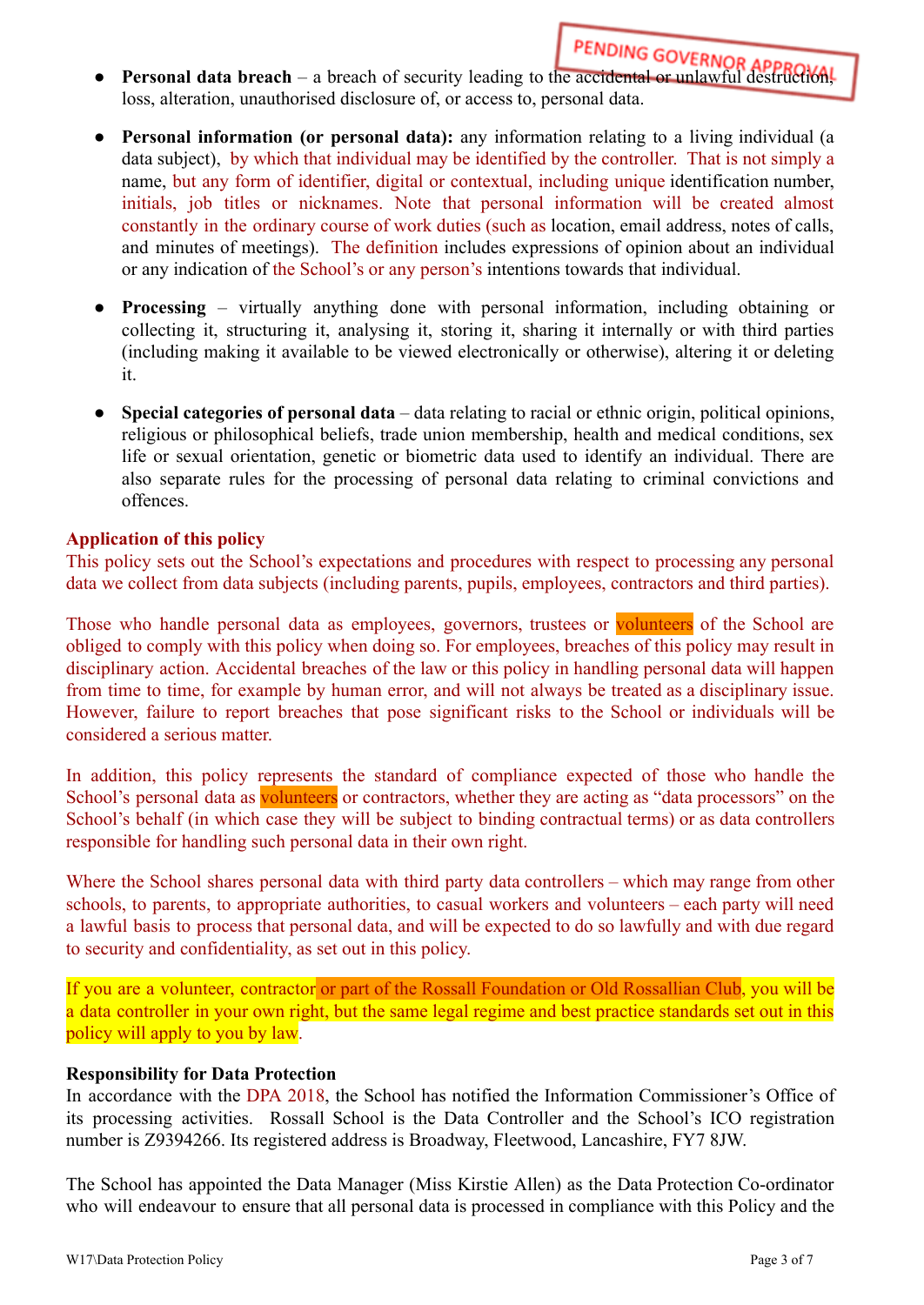PENDING GOVERNOR APPROVAL

- **Personal data breach** – a breach of security leading to the accidental or unlawful destruction, loss, alteration, unauthorised disclosure of, or access to, personal data.
- **Personal information (or personal data):** any information relating to a living individual (a data subject), by which that individual may be identified by the controller. That is not simply a name, but any form of identifier, digital or contextual, including unique identification number, initials, job titles or nicknames. Note that personal information will be created almost constantly in the ordinary course of work duties (such as location, email address, notes of calls, and minutes of meetings). The definition includes expressions of opinion about an individual or any indication of the School's or any person's intentions towards that individual.
- **Processing** – virtually anything done with personal information, including obtaining or collecting it, structuring it, analysing it, storing it, sharing it internally or with third parties (including making it available to be viewed electronically or otherwise), altering it or deleting it.
- **Special categories of personal data** – data relating to racial or ethnic origin, political opinions, religious or philosophical beliefs, trade union membership, health and medical conditions, sex life or sexual orientation, genetic or biometric data used to identify an individual. There are also separate rules for the processing of personal data relating to criminal convictions and offences.

**Application of this policy**

This policy sets out the School's expectations and procedures with respect to processing any personal data we collect from data subjects (including parents, pupils, employees, contractors and third parties).

Those who handle personal data as employees, governors, trustees or volunteers of the School are obliged to comply with this policy when doing so. For employees, breaches of this policy may result in disciplinary action. Accidental breaches of the law or this policy in handling personal data will happen from time to time, for example by human error, and will not always be treated as a disciplinary issue. However, failure to report breaches that pose significant risks to the School or individuals will be considered a serious matter.

In addition, this policy represents the standard of compliance expected of those who handle the School's personal data as volunteers or contractors, whether they are acting as "data processors" on the School's behalf (in which case they will be subject to binding contractual terms) or as data controllers responsible for handling such personal data in their own right.

Where the School shares personal data with third party data controllers – which may range from other schools, to parents, to appropriate authorities, to casual workers and volunteers – each party will need a lawful basis to process that personal data, and will be expected to do so lawfully and with due regard to security and confidentiality, as set out in this policy.

If you are a volunteer, contractor or part of the Rossall Foundation or Old Rossallian Club, you will be a data controller in your own right, but the same legal regime and best practice standards set out in this policy will apply to you by law.

**Responsibility for Data Protection**

In accordance with the DPA 2018, the School has notified the Information Commissioner's Office of its processing activities. Rossall School is the Data Controller and the School's ICO registration number is Z9394266. Its registered address is Broadway, Fleetwood, Lancashire, FY7 8JW.

The School has appointed the Data Manager (Miss Kirstie Allen) as the Data Protection Co-ordinator who will endeavour to ensure that all personal data is processed in compliance with this Policy and the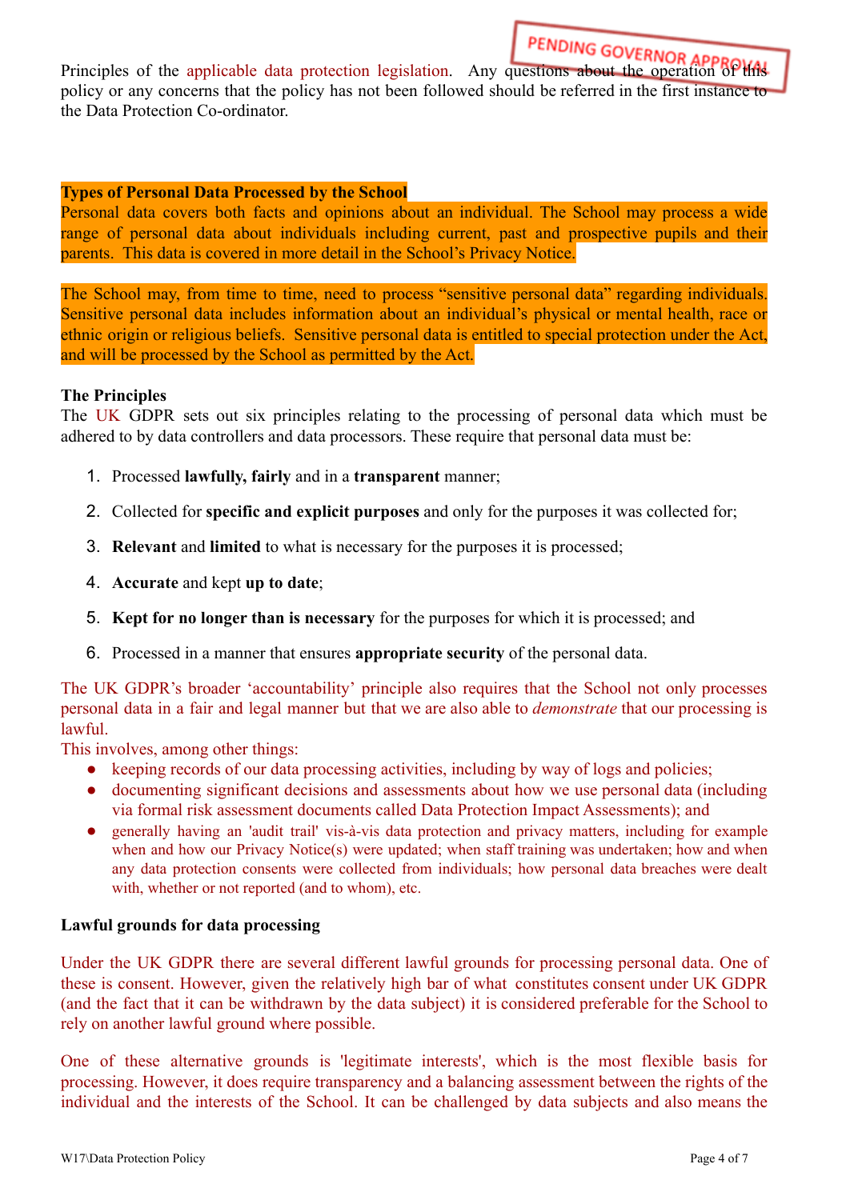PENDING GOVERNOR APPROVAL

Principles of the applicable data protection legislation. Any questions about the operation of this policy or any concerns that the policy has not been followed should be referred in the first instance to the Data Protection Co-ordinator.

**Types of Personal Data Processed by the School**

Personal data covers both facts and opinions about an individual. The School may process a wide range of personal data about individuals including current, past and prospective pupils and their parents. This data is covered in more detail in the School's Privacy Notice.

The School may, from time to time, need to process "sensitive personal data" regarding individuals. Sensitive personal data includes information about an individual's physical or mental health, race or ethnic origin or religious beliefs. Sensitive personal data is entitled to special protection under the Act, and will be processed by the School as permitted by the Act.

**The Principles**

The UK GDPR sets out six principles relating to the processing of personal data which must be adhered to by data controllers and data processors. These require that personal data must be:

1. Processed **lawfully, fairly** and in a **transparent** manner;
2. Collected for **specific and explicit purposes** and only for the purposes it was collected for;
3. **Relevant** and **limited** to what is necessary for the purposes it is processed;
4. **Accurate** and kept **up to date**;
5. **Kept for no longer than is necessary** for the purposes for which it is processed; and
6. Processed in a manner that ensures **appropriate security** of the personal data.

The UK GDPR's broader 'accountability' principle also requires that the School not only processes personal data in a fair and legal manner but that we are also able to *demonstrate* that our processing is lawful.

This involves, among other things:

- keeping records of our data processing activities, including by way of logs and policies;
- documenting significant decisions and assessments about how we use personal data (including via formal risk assessment documents called Data Protection Impact Assessments); and
- generally having an 'audit trail' vis-à-vis data protection and privacy matters, including for example when and how our Privacy Notice(s) were updated; when staff training was undertaken; how and when any data protection consents were collected from individuals; how personal data breaches were dealt with, whether or not reported (and to whom), etc.

**Lawful grounds for data processing**

Under the UK GDPR there are several different lawful grounds for processing personal data. One of these is consent. However, given the relatively high bar of what constitutes consent under UK GDPR (and the fact that it can be withdrawn by the data subject) it is considered preferable for the School to rely on another lawful ground where possible.

One of these alternative grounds is 'legitimate interests', which is the most flexible basis for processing. However, it does require transparency and a balancing assessment between the rights of the individual and the interests of the School. It can be challenged by data subjects and also means the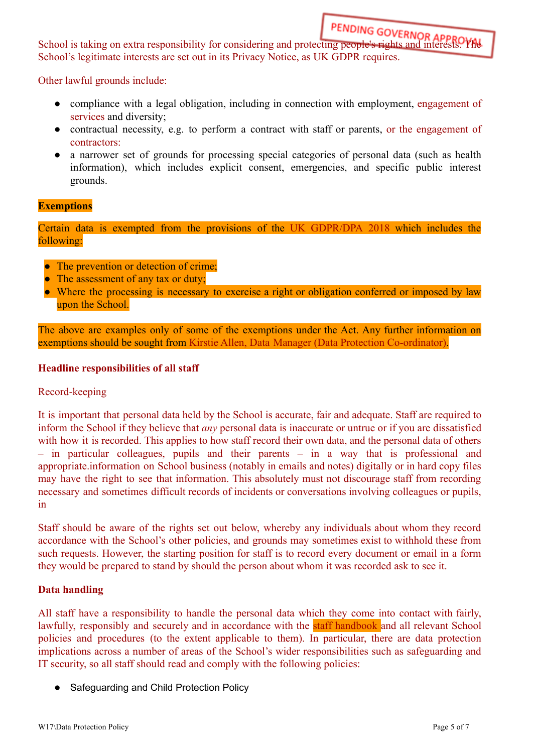School is taking on extra responsibility for considering and protecting people's rights and interests. The School's legitimate interests are set out in its Privacy Notice, as UK GDPR requires.

PENDING GOVERNOR APPROVAL

Other lawful grounds include:

- compliance with a legal obligation, including in connection with employment, engagement of services and diversity;
- contractual necessity, e.g. to perform a contract with staff or parents, or the engagement of contractors:
- a narrower set of grounds for processing special categories of personal data (such as health information), which includes explicit consent, emergencies, and specific public interest grounds.

**Exemptions**

Certain data is exempted from the provisions of the UK GDPR/DPA 2018 which includes the following:

- The prevention or detection of crime;
- The assessment of any tax or duty;
- Where the processing is necessary to exercise a right or obligation conferred or imposed by law upon the School.

The above are examples only of some of the exemptions under the Act. Any further information on exemptions should be sought from Kirstie Allen, Data Manager (Data Protection Co-ordinator).

**Headline responsibilities of all staff**

Record-keeping

It is important that personal data held by the School is accurate, fair and adequate. Staff are required to inform the School if they believe that *any* personal data is inaccurate or untrue or if you are dissatisfied with how it is recorded. This applies to how staff record their own data, and the personal data of others – in particular colleagues, pupils and their parents – in a way that is professional and appropriate.information on School business (notably in emails and notes) digitally or in hard copy files may have the right to see that information. This absolutely must not discourage staff from recording necessary and sometimes difficult records of incidents or conversations involving colleagues or pupils, in

Staff should be aware of the rights set out below, whereby any individuals about whom they record accordance with the School's other policies, and grounds may sometimes exist to withhold these from such requests. However, the starting position for staff is to record every document or email in a form they would be prepared to stand by should the person about whom it was recorded ask to see it.

**Data handling**

All staff have a responsibility to handle the personal data which they come into contact with fairly, lawfully, responsibly and securely and in accordance with the staff handbook and all relevant School policies and procedures (to the extent applicable to them). In particular, there are data protection implications across a number of areas of the School's wider responsibilities such as safeguarding and IT security, so all staff should read and comply with the following policies:

- Safeguarding and Child Protection Policy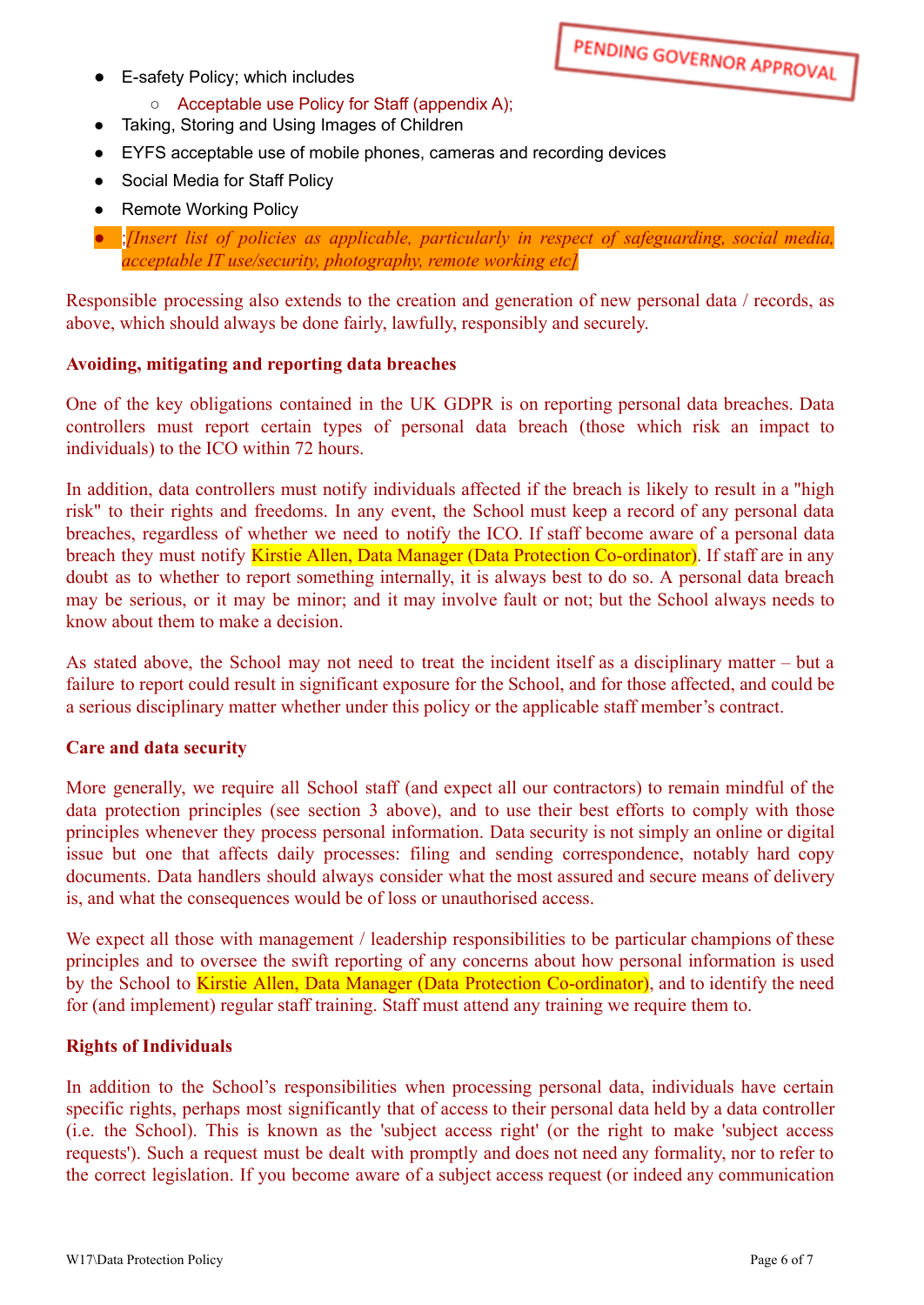PENDING GOVERNOR APPROVAL

- E-safety Policy; which includes
  - Acceptable use Policy for Staff (appendix A);
- Taking, Storing and Using Images of Children
- EYFS acceptable use of mobile phones, cameras and recording devices
- Social Media for Staff Policy
- Remote Working Policy
- ;*[Insert list of policies as applicable, particularly in respect of safeguarding, social media, acceptable IT use/security, photography, remote working etc]*

Responsible processing also extends to the creation and generation of new personal data / records, as above, which should always be done fairly, lawfully, responsibly and securely.

**Avoiding, mitigating and reporting data breaches**

One of the key obligations contained in the UK GDPR is on reporting personal data breaches. Data controllers must report certain types of personal data breach (those which risk an impact to individuals) to the ICO within 72 hours.

In addition, data controllers must notify individuals affected if the breach is likely to result in a "high risk" to their rights and freedoms. In any event, the School must keep a record of any personal data breaches, regardless of whether we need to notify the ICO. If staff become aware of a personal data breach they must notify Kirstie Allen, Data Manager (Data Protection Co-ordinator). If staff are in any doubt as to whether to report something internally, it is always best to do so. A personal data breach may be serious, or it may be minor; and it may involve fault or not; but the School always needs to know about them to make a decision.

As stated above, the School may not need to treat the incident itself as a disciplinary matter – but a failure to report could result in significant exposure for the School, and for those affected, and could be a serious disciplinary matter whether under this policy or the applicable staff member's contract.

**Care and data security**

More generally, we require all School staff (and expect all our contractors) to remain mindful of the data protection principles (see section 3 above), and to use their best efforts to comply with those principles whenever they process personal information. Data security is not simply an online or digital issue but one that affects daily processes: filing and sending correspondence, notably hard copy documents. Data handlers should always consider what the most assured and secure means of delivery is, and what the consequences would be of loss or unauthorised access.

We expect all those with management / leadership responsibilities to be particular champions of these principles and to oversee the swift reporting of any concerns about how personal information is used by the School to Kirstie Allen, Data Manager (Data Protection Co-ordinator), and to identify the need for (and implement) regular staff training. Staff must attend any training we require them to.

**Rights of Individuals**

In addition to the School's responsibilities when processing personal data, individuals have certain specific rights, perhaps most significantly that of access to their personal data held by a data controller (i.e. the School). This is known as the 'subject access right' (or the right to make 'subject access requests'). Such a request must be dealt with promptly and does not need any formality, nor to refer to the correct legislation. If you become aware of a subject access request (or indeed any communication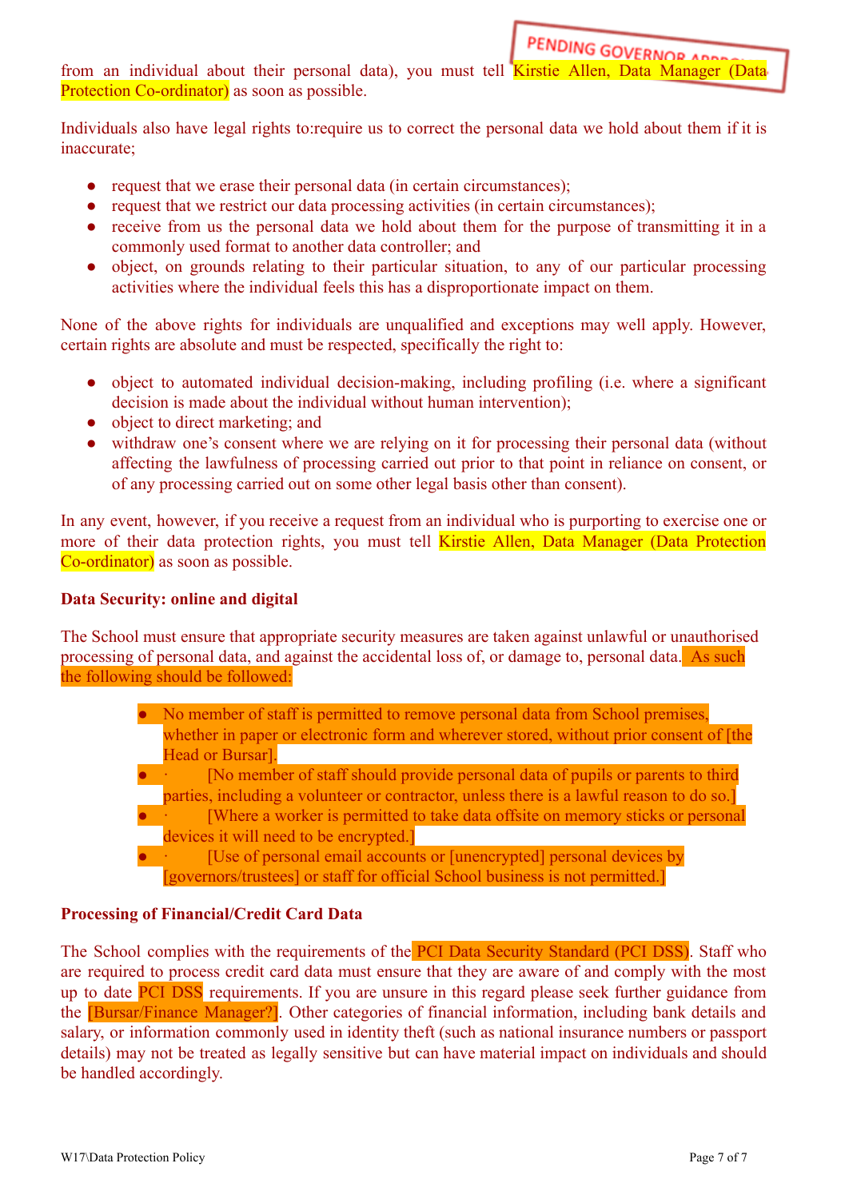PENDING GOVERNOR APPROVAL

from an individual about their personal data), you must tell Kirstie Allen, Data Manager (Data Protection Co-ordinator) as soon as possible.

Individuals also have legal rights to:require us to correct the personal data we hold about them if it is inaccurate;

- request that we erase their personal data (in certain circumstances);
- request that we restrict our data processing activities (in certain circumstances);
- receive from us the personal data we hold about them for the purpose of transmitting it in a commonly used format to another data controller; and
- object, on grounds relating to their particular situation, to any of our particular processing activities where the individual feels this has a disproportionate impact on them.

None of the above rights for individuals are unqualified and exceptions may well apply. However, certain rights are absolute and must be respected, specifically the right to:

- object to automated individual decision-making, including profiling (i.e. where a significant decision is made about the individual without human intervention);
- object to direct marketing; and
- withdraw one's consent where we are relying on it for processing their personal data (without affecting the lawfulness of processing carried out prior to that point in reliance on consent, or of any processing carried out on some other legal basis other than consent).

In any event, however, if you receive a request from an individual who is purporting to exercise one or more of their data protection rights, you must tell Kirstie Allen, Data Manager (Data Protection Co-ordinator) as soon as possible.

**Data Security: online and digital**

The School must ensure that appropriate security measures are taken against unlawful or unauthorised processing of personal data, and against the accidental loss of, or damage to, personal data. As such the following should be followed:

- No member of staff is permitted to remove personal data from School premises, whether in paper or electronic form and wherever stored, without prior consent of [the Head or Bursar].
- · [No member of staff should provide personal data of pupils or parents to third parties, including a volunteer or contractor, unless there is a lawful reason to do so.]
- · [Where a worker is permitted to take data offsite on memory sticks or personal devices it will need to be encrypted.]
- · [Use of personal email accounts or [unencrypted] personal devices by [governors/trustees] or staff for official School business is not permitted.]

**Processing of Financial/Credit Card Data**

The School complies with the requirements of the PCI Data Security Standard (PCI DSS). Staff who are required to process credit card data must ensure that they are aware of and comply with the most up to date PCI DSS requirements. If you are unsure in this regard please seek further guidance from the [Bursar/Finance Manager?]. Other categories of financial information, including bank details and salary, or information commonly used in identity theft (such as national insurance numbers or passport details) may not be treated as legally sensitive but can have material impact on individuals and should be handled accordingly.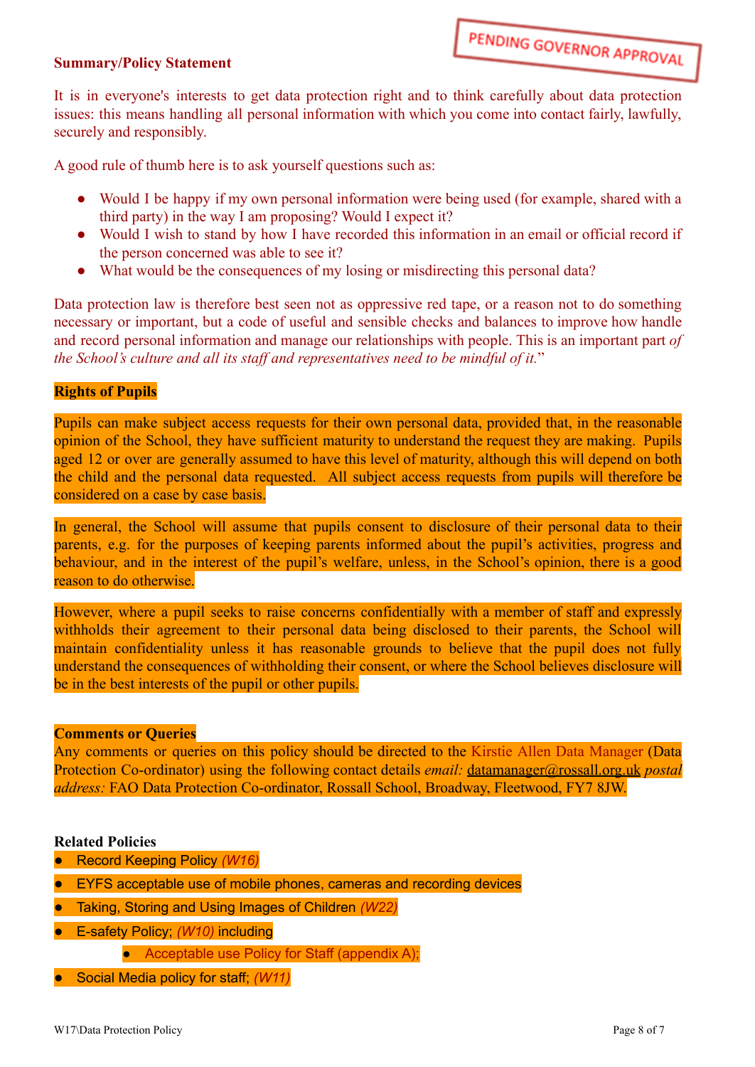PENDING GOVERNOR APPROVAL

**Summary/Policy Statement**

It is in everyone's interests to get data protection right and to think carefully about data protection issues: this means handling all personal information with which you come into contact fairly, lawfully, securely and responsibly.

A good rule of thumb here is to ask yourself questions such as:

- Would I be happy if my own personal information were being used (for example, shared with a third party) in the way I am proposing? Would I expect it?
- Would I wish to stand by how I have recorded this information in an email or official record if the person concerned was able to see it?
- What would be the consequences of my losing or misdirecting this personal data?

Data protection law is therefore best seen not as oppressive red tape, or a reason not to do something necessary or important, but a code of useful and sensible checks and balances to improve how handle and record personal information and manage our relationships with people. This is an important part *of the School's culture and all its staff and representatives need to be mindful of it.*"

**Rights of Pupils**

Pupils can make subject access requests for their own personal data, provided that, in the reasonable opinion of the School, they have sufficient maturity to understand the request they are making. Pupils aged 12 or over are generally assumed to have this level of maturity, although this will depend on both the child and the personal data requested. All subject access requests from pupils will therefore be considered on a case by case basis.

In general, the School will assume that pupils consent to disclosure of their personal data to their parents, e.g. for the purposes of keeping parents informed about the pupil's activities, progress and behaviour, and in the interest of the pupil's welfare, unless, in the School's opinion, there is a good reason to do otherwise.

However, where a pupil seeks to raise concerns confidentially with a member of staff and expressly withholds their agreement to their personal data being disclosed to their parents, the School will maintain confidentiality unless it has reasonable grounds to believe that the pupil does not fully understand the consequences of withholding their consent, or where the School believes disclosure will be in the best interests of the pupil or other pupils.

**Comments or Queries**

Any comments or queries on this policy should be directed to the Kirstie Allen Data Manager (Data Protection Co-ordinator) using the following contact details *email:* datamanager@rossall.org.uk *postal address:* FAO Data Protection Co-ordinator, Rossall School, Broadway, Fleetwood, FY7 8JW.

**Related Policies**

- Record Keeping Policy *(W16)*
- EYFS acceptable use of mobile phones, cameras and recording devices
- Taking, Storing and Using Images of Children *(W22)*
- E-safety Policy; *(W10)* including
    - Acceptable use Policy for Staff (appendix A);
- Social Media policy for staff; *(W11)*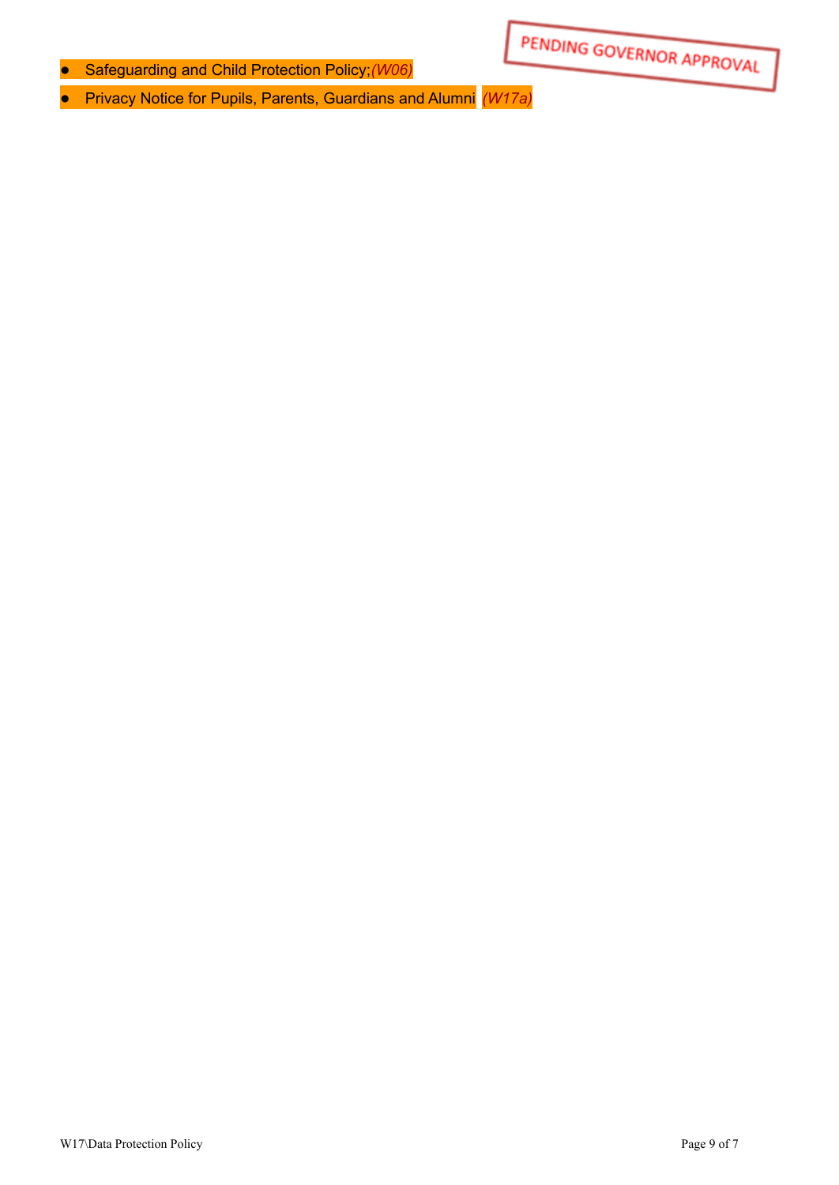- Safeguarding and Child Protection Policy;*(W06)*
- Privacy Notice for Pupils, Parents, Guardians and Alumni *(W17a)*